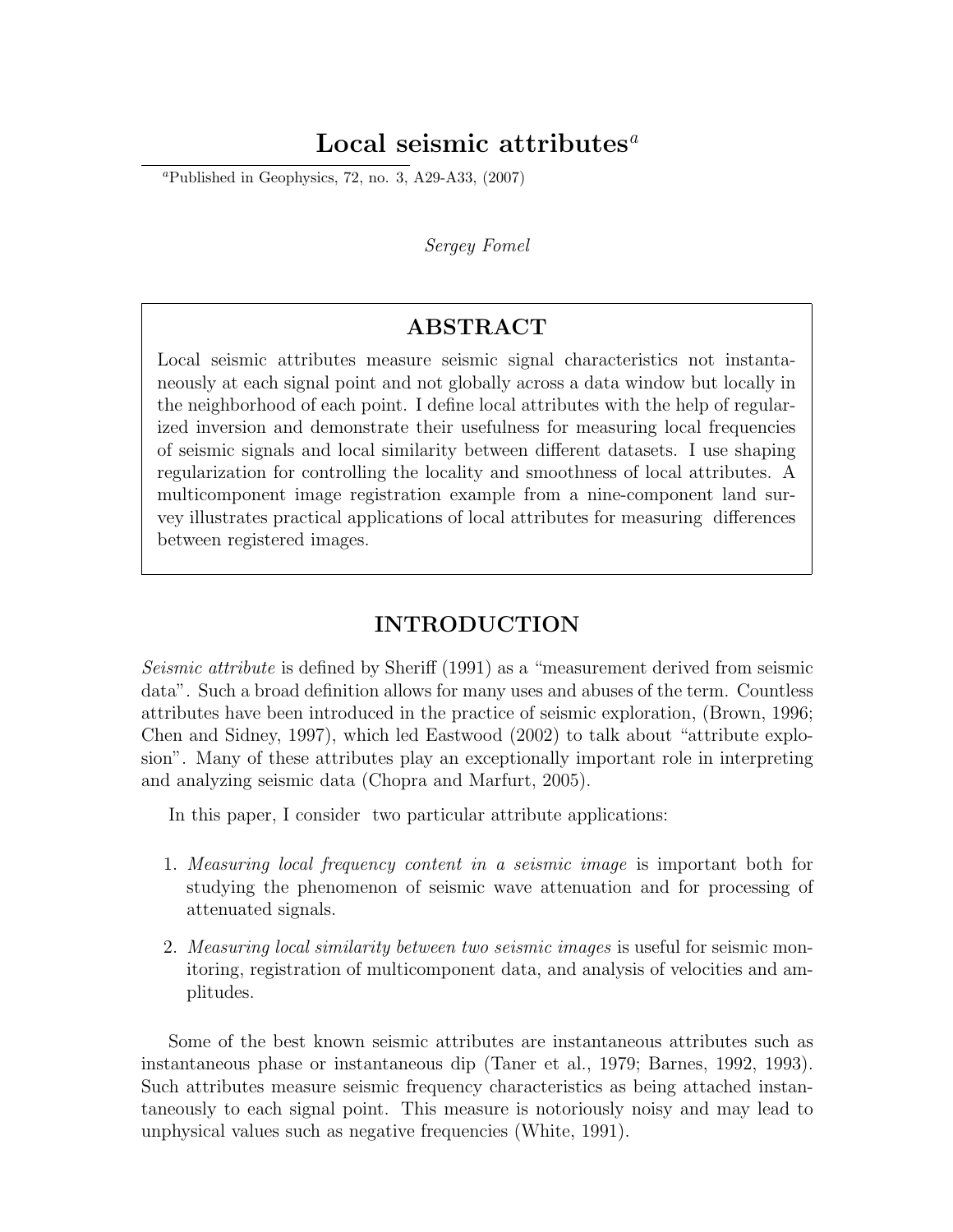# Local seismic attributes[a]

[a]Published in Geophysics, 72, no. 3, A29-A33, (2007)

*Sergey Fomel*

## ABSTRACT

Local seismic attributes measure seismic signal characteristics not instantaneously at each signal point and not globally across a data window but locally in the neighborhood of each point. I define local attributes with the help of regularized inversion and demonstrate their usefulness for measuring local frequencies of seismic signals and local similarity between different datasets. I use shaping regularization for controlling the locality and smoothness of local attributes. A multicomponent image registration example from a nine-component land survey illustrates practical applications of local attributes for measuring differences between registered images.

## INTRODUCTION

*Seismic attribute* is defined by Sheriff (1991) as a "measurement derived from seismic data". Such a broad definition allows for many uses and abuses of the term. Countless attributes have been introduced in the practice of seismic exploration, (Brown, 1996; Chen and Sidney, 1997), which led Eastwood (2002) to talk about "attribute explosion". Many of these attributes play an exceptionally important role in interpreting and analyzing seismic data (Chopra and Marfurt, 2005).

In this paper, I consider two particular attribute applications:

1. *Measuring local frequency content in a seismic image* is important both for studying the phenomenon of seismic wave attenuation and for processing of attenuated signals.
2. *Measuring local similarity between two seismic images* is useful for seismic monitoring, registration of multicomponent data, and analysis of velocities and amplitudes.

Some of the best known seismic attributes are instantaneous attributes such as instantaneous phase or instantaneous dip (Taner et al., 1979; Barnes, 1992, 1993). Such attributes measure seismic frequency characteristics as being attached instantaneously to each signal point. This measure is notoriously noisy and may lead to unphysical values such as negative frequencies (White, 1991).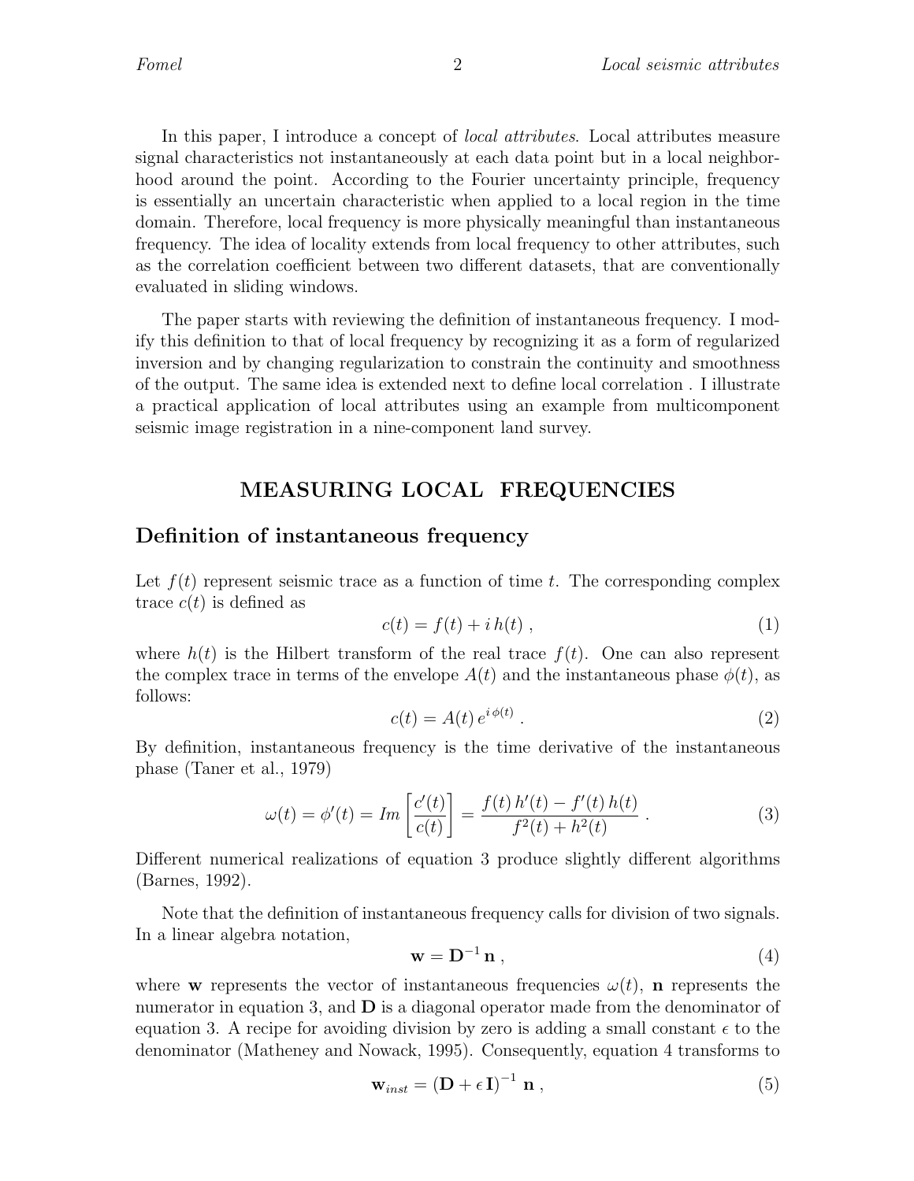In this paper, I introduce a concept of *local attributes*. Local attributes measure signal characteristics not instantaneously at each data point but in a local neighborhood around the point. According to the Fourier uncertainty principle, frequency is essentially an uncertain characteristic when applied to a local region in the time domain. Therefore, local frequency is more physically meaningful than instantaneous frequency. The idea of locality extends from local frequency to other attributes, such as the correlation coefficient between two different datasets, that are conventionally evaluated in sliding windows.

The paper starts with reviewing the definition of instantaneous frequency. I modify this definition to that of local frequency by recognizing it as a form of regularized inversion and by changing regularization to constrain the continuity and smoothness of the output. The same idea is extended next to define local correlation . I illustrate a practical application of local attributes using an example from multicomponent seismic image registration in a nine-component land survey.

## MEASURING LOCAL FREQUENCIES

### Definition of instantaneous frequency

Let $f(t)$ represent seismic trace as a function of time $t$. The corresponding complex trace $c(t)$ is defined as

$$c(t) = f(t) + i\,h(t)\;, \tag{1}$$

where $h(t)$ is the Hilbert transform of the real trace $f(t)$. One can also represent the complex trace in terms of the envelope $A(t)$ and the instantaneous phase $\phi(t)$, as follows:

$$c(t) = A(t)\,e^{i\,\phi(t)}\;. \tag{2}$$

By definition, instantaneous frequency is the time derivative of the instantaneous phase (Taner et al., 1979)

$$\omega(t) = \phi'(t) = Im\left[\frac{c'(t)}{c(t)}\right] = \frac{f(t)\,h'(t) - f'(t)\,h(t)}{f^2(t) + h^2(t)}\;. \tag{3}$$

Different numerical realizations of equation 3 produce slightly different algorithms (Barnes, 1992).

Note that the definition of instantaneous frequency calls for division of two signals. In a linear algebra notation,

$$\mathbf{w} = \mathbf{D}^{-1}\,\mathbf{n}\;, \tag{4}$$

where $\mathbf{w}$ represents the vector of instantaneous frequencies $\omega(t)$, $\mathbf{n}$ represents the numerator in equation 3, and $\mathbf{D}$ is a diagonal operator made from the denominator of equation 3. A recipe for avoiding division by zero is adding a small constant $\epsilon$ to the denominator (Matheney and Nowack, 1995). Consequently, equation 4 transforms to

$$\mathbf{w}_{inst} = \left(\mathbf{D} + \epsilon\,\mathbf{I}\right)^{-1}\,\mathbf{n}\;, \tag{5}$$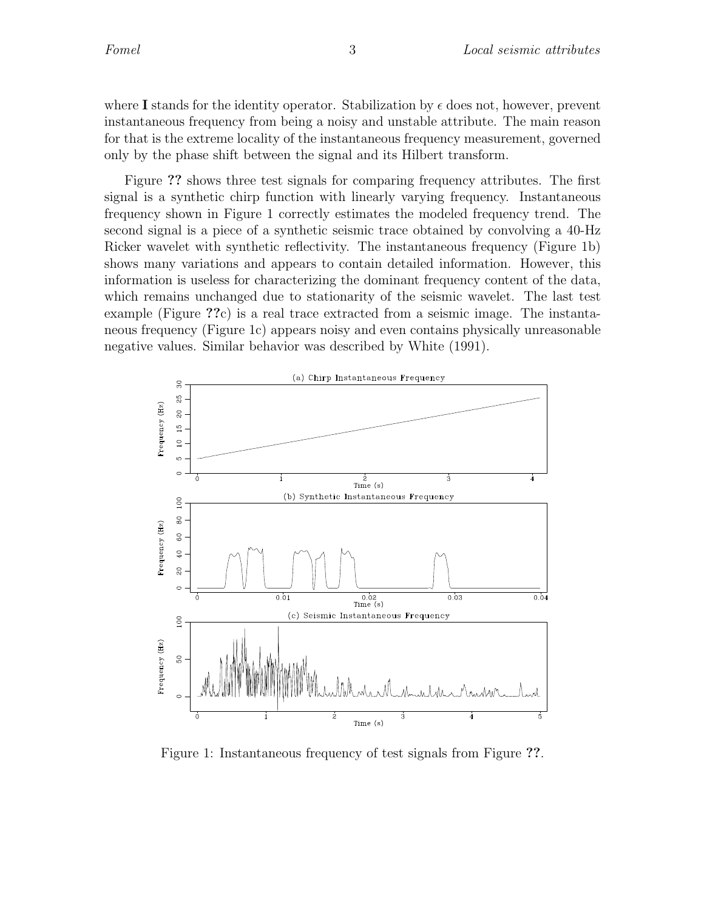where **I** stands for the identity operator. Stabilization by $\epsilon$ does not, however, prevent instantaneous frequency from being a noisy and unstable attribute. The main reason for that is the extreme locality of the instantaneous frequency measurement, governed only by the phase shift between the signal and its Hilbert transform.

Figure **??** shows three test signals for comparing frequency attributes. The first signal is a synthetic chirp function with linearly varying frequency. Instantaneous frequency shown in Figure 1 correctly estimates the modeled frequency trend. The second signal is a piece of a synthetic seismic trace obtained by convolving a 40-Hz Ricker wavelet with synthetic reflectivity. The instantaneous frequency (Figure 1b) shows many variations and appears to contain detailed information. However, this information is useless for characterizing the dominant frequency content of the data, which remains unchanged due to stationarity of the seismic wavelet. The last test example (Figure **??**c) is a real trace extracted from a seismic image. The instantaneous frequency (Figure 1c) appears noisy and even contains physically unreasonable negative values. Similar behavior was described by White (1991).

Figure 1: Instantaneous frequency of test signals from Figure **??**.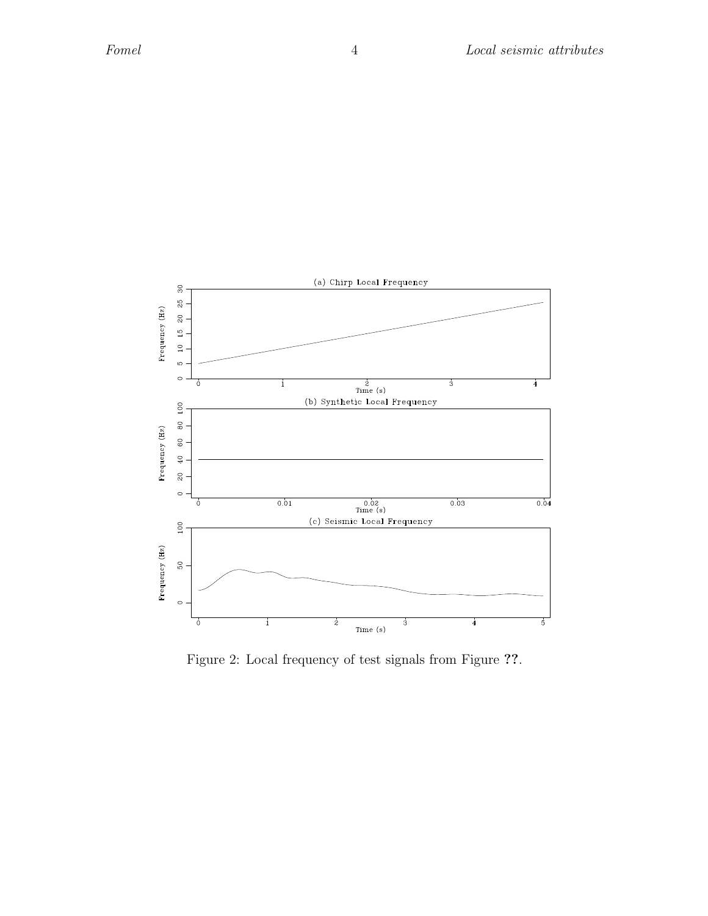Figure 2: Local frequency of test signals from Figure ??.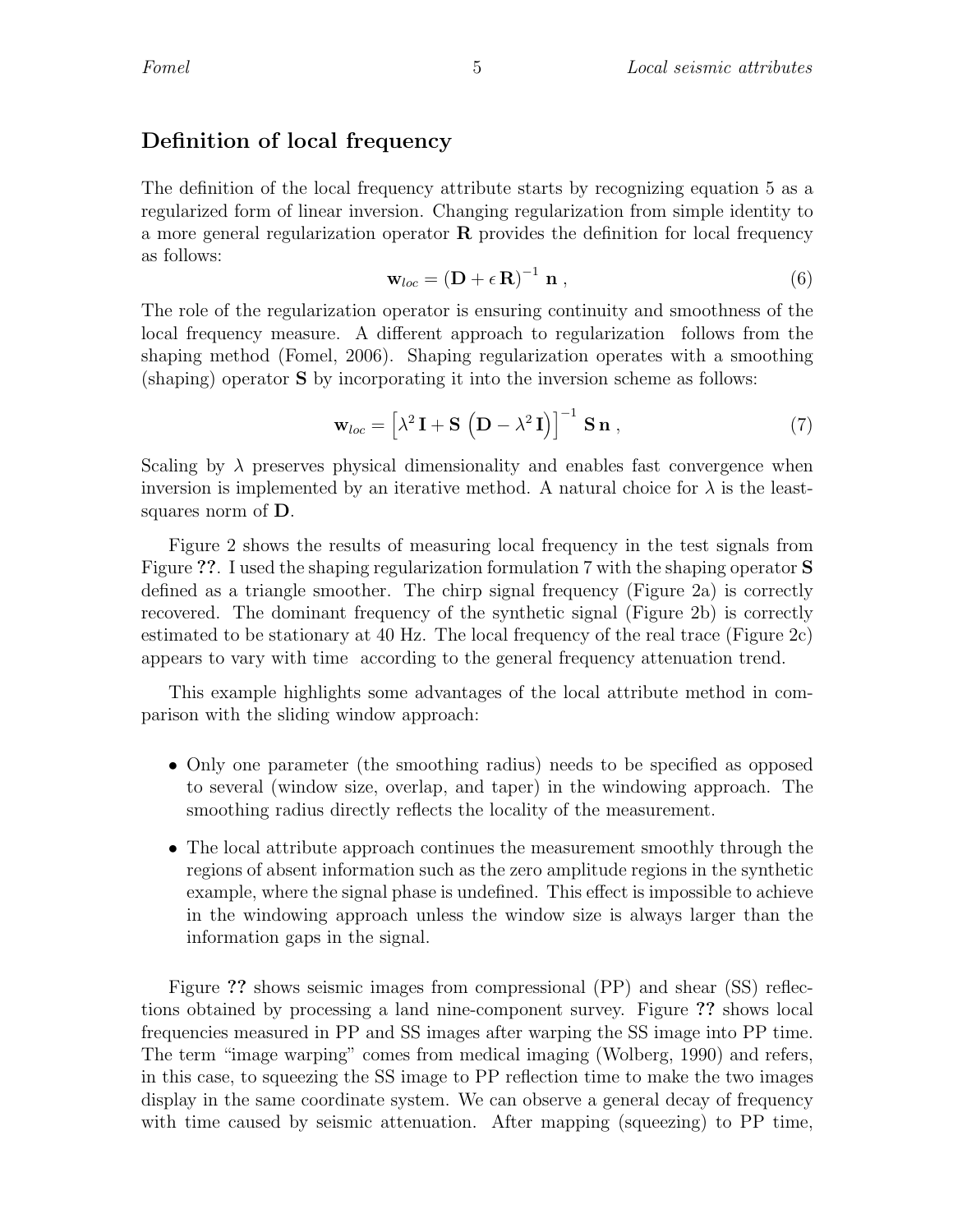## Definition of local frequency

The definition of the local frequency attribute starts by recognizing equation 5 as a regularized form of linear inversion. Changing regularization from simple identity to a more general regularization operator $\mathbf{R}$ provides the definition for local frequency as follows:

$$\mathbf{w}_{loc} = \left(\mathbf{D} + \epsilon\,\mathbf{R}\right)^{-1}\,\mathbf{n}\;, \tag{6}$$

The role of the regularization operator is ensuring continuity and smoothness of the local frequency measure. A different approach to regularization follows from the shaping method (Fomel, 2006). Shaping regularization operates with a smoothing (shaping) operator $\mathbf{S}$ by incorporating it into the inversion scheme as follows:

$$\mathbf{w}_{loc} = \left[\lambda^2\,\mathbf{I} + \mathbf{S}\,\left(\mathbf{D} - \lambda^2\,\mathbf{I}\right)\right]^{-1}\,\mathbf{S}\,\mathbf{n}\;, \tag{7}$$

Scaling by $\lambda$ preserves physical dimensionality and enables fast convergence when inversion is implemented by an iterative method. A natural choice for $\lambda$ is the least-squares norm of $\mathbf{D}$.

Figure 2 shows the results of measuring local frequency in the test signals from Figure **??**. I used the shaping regularization formulation 7 with the shaping operator $\mathbf{S}$ defined as a triangle smoother. The chirp signal frequency (Figure 2a) is correctly recovered. The dominant frequency of the synthetic signal (Figure 2b) is correctly estimated to be stationary at 40 Hz. The local frequency of the real trace (Figure 2c) appears to vary with time according to the general frequency attenuation trend.

This example highlights some advantages of the local attribute method in comparison with the sliding window approach:

- Only one parameter (the smoothing radius) needs to be specified as opposed to several (window size, overlap, and taper) in the windowing approach. The smoothing radius directly reflects the locality of the measurement.
- The local attribute approach continues the measurement smoothly through the regions of absent information such as the zero amplitude regions in the synthetic example, where the signal phase is undefined. This effect is impossible to achieve in the windowing approach unless the window size is always larger than the information gaps in the signal.

Figure **??** shows seismic images from compressional (PP) and shear (SS) reflections obtained by processing a land nine-component survey. Figure **??** shows local frequencies measured in PP and SS images after warping the SS image into PP time. The term "image warping" comes from medical imaging (Wolberg, 1990) and refers, in this case, to squeezing the SS image to PP reflection time to make the two images display in the same coordinate system. We can observe a general decay of frequency with time caused by seismic attenuation. After mapping (squeezing) to PP time,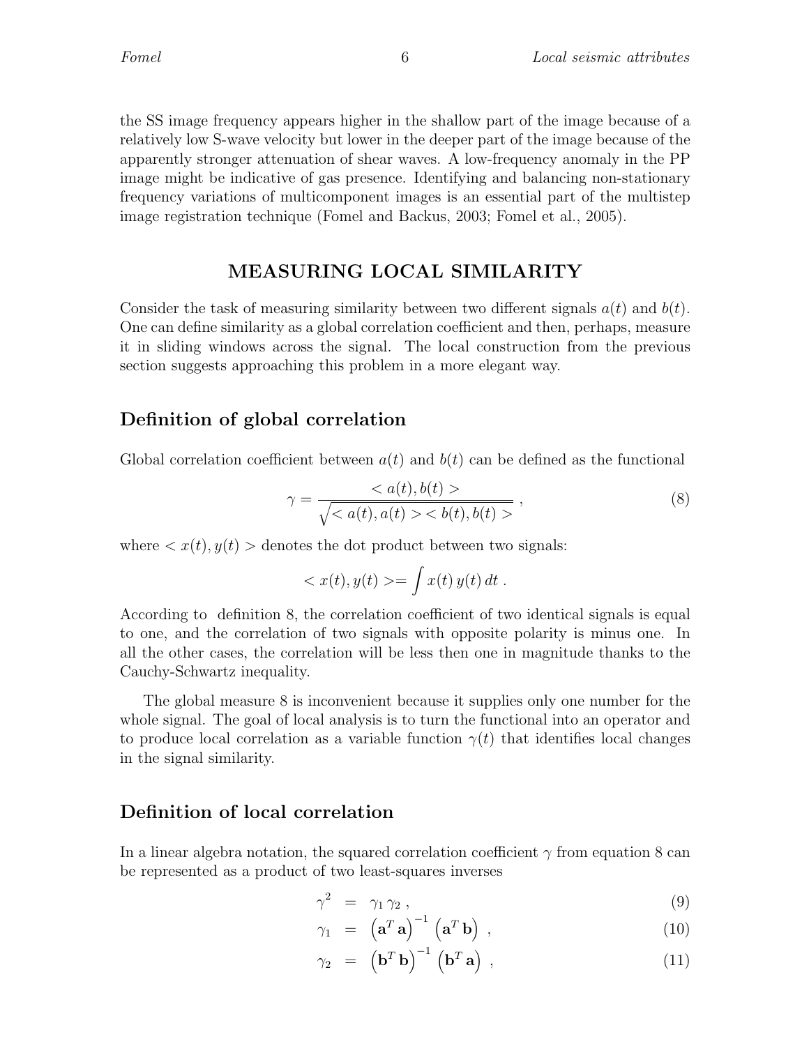the SS image frequency appears higher in the shallow part of the image because of a relatively low S-wave velocity but lower in the deeper part of the image because of the apparently stronger attenuation of shear waves. A low-frequency anomaly in the PP image might be indicative of gas presence. Identifying and balancing non-stationary frequency variations of multicomponent images is an essential part of the multistep image registration technique (Fomel and Backus, 2003; Fomel et al., 2005).

## MEASURING LOCAL SIMILARITY

Consider the task of measuring similarity between two different signals $a(t)$ and $b(t)$. One can define similarity as a global correlation coefficient and then, perhaps, measure it in sliding windows across the signal. The local construction from the previous section suggests approaching this problem in a more elegant way.

### Definition of global correlation

Global correlation coefficient between $a(t)$ and $b(t)$ can be defined as the functional

$$\gamma = \frac{< a(t), b(t) >}{\sqrt{< a(t), a(t) >< b(t), b(t) >}} \;, \tag{8}$$

where $< x(t), y(t) >$ denotes the dot product between two signals:

$$< x(t), y(t) >= \int x(t)\, y(t)\, dt \;.$$

According to definition 8, the correlation coefficient of two identical signals is equal to one, and the correlation of two signals with opposite polarity is minus one. In all the other cases, the correlation will be less then one in magnitude thanks to the Cauchy-Schwartz inequality.

The global measure 8 is inconvenient because it supplies only one number for the whole signal. The goal of local analysis is to turn the functional into an operator and to produce local correlation as a variable function $\gamma(t)$ that identifies local changes in the signal similarity.

### Definition of local correlation

In a linear algebra notation, the squared correlation coefficient $\gamma$ from equation 8 can be represented as a product of two least-squares inverses

$$\gamma^2 = \gamma_1\, \gamma_2 \;, \tag{9}$$

$$\gamma_1 = \left(\mathbf{a}^T\, \mathbf{a}\right)^{-1} \left(\mathbf{a}^T\, \mathbf{b}\right) \;, \tag{10}$$

$$\gamma_2 = \left(\mathbf{b}^T\, \mathbf{b}\right)^{-1} \left(\mathbf{b}^T\, \mathbf{a}\right) \;, \tag{11}$$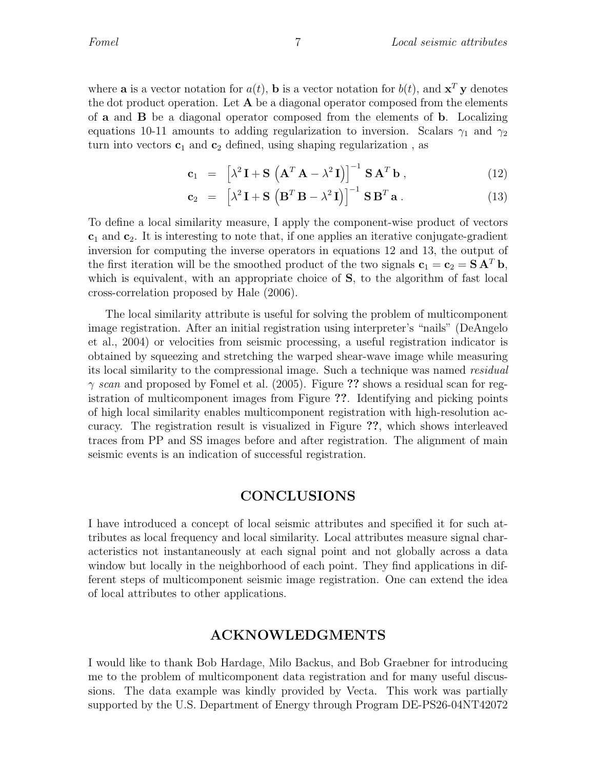where $\mathbf{a}$ is a vector notation for $a(t)$, $\mathbf{b}$ is a vector notation for $b(t)$, and $\mathbf{x}^T\,\mathbf{y}$ denotes the dot product operation. Let $\mathbf{A}$ be a diagonal operator composed from the elements of $\mathbf{a}$ and $\mathbf{B}$ be a diagonal operator composed from the elements of $\mathbf{b}$. Localizing equations 10-11 amounts to adding regularization to inversion. Scalars $\gamma_1$ and $\gamma_2$ turn into vectors $\mathbf{c}_1$ and $\mathbf{c}_2$ defined, using shaping regularization , as

$$\mathbf{c}_1 = \left[\lambda^2\,\mathbf{I} + \mathbf{S}\,\left(\mathbf{A}^T\,\mathbf{A} - \lambda^2\,\mathbf{I}\right)\right]^{-1}\,\mathbf{S}\,\mathbf{A}^T\,\mathbf{b}\,, \tag{12}$$

$$\mathbf{c}_2 = \left[\lambda^2\,\mathbf{I} + \mathbf{S}\,\left(\mathbf{B}^T\,\mathbf{B} - \lambda^2\,\mathbf{I}\right)\right]^{-1}\,\mathbf{S}\,\mathbf{B}^T\,\mathbf{a}\,. \tag{13}$$

To define a local similarity measure, I apply the component-wise product of vectors $\mathbf{c}_1$ and $\mathbf{c}_2$. It is interesting to note that, if one applies an iterative conjugate-gradient inversion for computing the inverse operators in equations 12 and 13, the output of the first iteration will be the smoothed product of the two signals $\mathbf{c}_1 = \mathbf{c}_2 = \mathbf{S}\,\mathbf{A}^T\,\mathbf{b}$, which is equivalent, with an appropriate choice of $\mathbf{S}$, to the algorithm of fast local cross-correlation proposed by Hale (2006).

The local similarity attribute is useful for solving the problem of multicomponent image registration. After an initial registration using interpreter's "nails" (DeAngelo et al., 2004) or velocities from seismic processing, a useful registration indicator is obtained by squeezing and stretching the warped shear-wave image while measuring its local similarity to the compressional image. Such a technique was named *residual $\gamma$ scan* and proposed by Fomel et al. (2005). Figure **??** shows a residual scan for registration of multicomponent images from Figure **??**. Identifying and picking points of high local similarity enables multicomponent registration with high-resolution accuracy. The registration result is visualized in Figure **??**, which shows interleaved traces from PP and SS images before and after registration. The alignment of main seismic events is an indication of successful registration.

## CONCLUSIONS

I have introduced a concept of local seismic attributes and specified it for such attributes as local frequency and local similarity. Local attributes measure signal characteristics not instantaneously at each signal point and not globally across a data window but locally in the neighborhood of each point. They find applications in different steps of multicomponent seismic image registration. One can extend the idea of local attributes to other applications.

## ACKNOWLEDGMENTS

I would like to thank Bob Hardage, Milo Backus, and Bob Graebner for introducing me to the problem of multicomponent data registration and for many useful discussions. The data example was kindly provided by Vecta. This work was partially supported by the U.S. Department of Energy through Program DE-PS26-04NT42072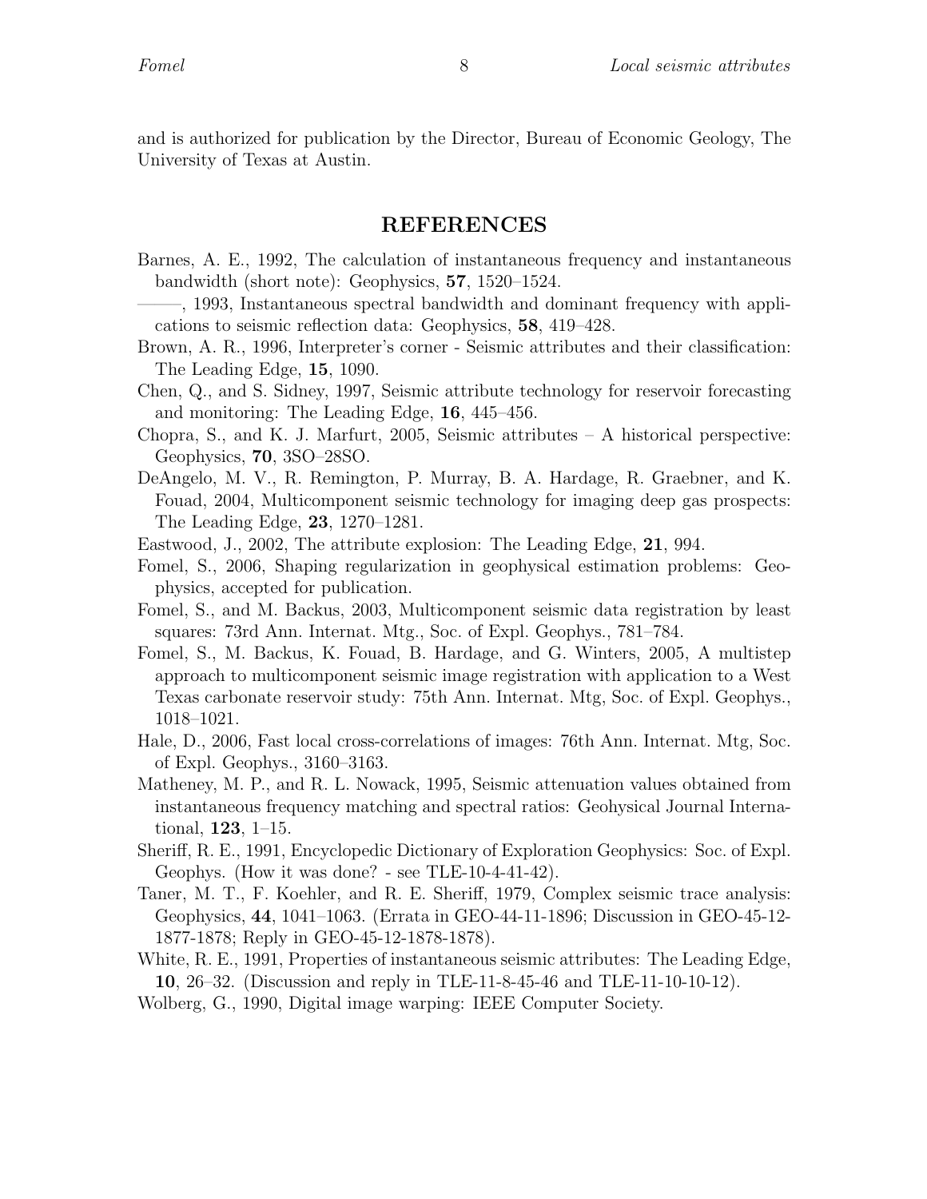and is authorized for publication by the Director, Bureau of Economic Geology, The University of Texas at Austin.

## REFERENCES

Barnes, A. E., 1992, The calculation of instantaneous frequency and instantaneous bandwidth (short note): Geophysics, **57**, 1520–1524.

———, 1993, Instantaneous spectral bandwidth and dominant frequency with applications to seismic reflection data: Geophysics, **58**, 419–428.

Brown, A. R., 1996, Interpreter's corner - Seismic attributes and their classification: The Leading Edge, **15**, 1090.

Chen, Q., and S. Sidney, 1997, Seismic attribute technology for reservoir forecasting and monitoring: The Leading Edge, **16**, 445–456.

Chopra, S., and K. J. Marfurt, 2005, Seismic attributes – A historical perspective: Geophysics, **70**, 3SO–28SO.

DeAngelo, M. V., R. Remington, P. Murray, B. A. Hardage, R. Graebner, and K. Fouad, 2004, Multicomponent seismic technology for imaging deep gas prospects: The Leading Edge, **23**, 1270–1281.

Eastwood, J., 2002, The attribute explosion: The Leading Edge, **21**, 994.

Fomel, S., 2006, Shaping regularization in geophysical estimation problems: Geophysics, accepted for publication.

Fomel, S., and M. Backus, 2003, Multicomponent seismic data registration by least squares: 73rd Ann. Internat. Mtg., Soc. of Expl. Geophys., 781–784.

Fomel, S., M. Backus, K. Fouad, B. Hardage, and G. Winters, 2005, A multistep approach to multicomponent seismic image registration with application to a West Texas carbonate reservoir study: 75th Ann. Internat. Mtg, Soc. of Expl. Geophys., 1018–1021.

Hale, D., 2006, Fast local cross-correlations of images: 76th Ann. Internat. Mtg, Soc. of Expl. Geophys., 3160–3163.

Matheney, M. P., and R. L. Nowack, 1995, Seismic attenuation values obtained from instantaneous frequency matching and spectral ratios: Geohysical Journal International, **123**, 1–15.

Sheriff, R. E., 1991, Encyclopedic Dictionary of Exploration Geophysics: Soc. of Expl. Geophys. (How it was done? - see TLE-10-4-41-42).

Taner, M. T., F. Koehler, and R. E. Sheriff, 1979, Complex seismic trace analysis: Geophysics, **44**, 1041–1063. (Errata in GEO-44-11-1896; Discussion in GEO-45-12-1877-1878; Reply in GEO-45-12-1878-1878).

White, R. E., 1991, Properties of instantaneous seismic attributes: The Leading Edge, **10**, 26–32. (Discussion and reply in TLE-11-8-45-46 and TLE-11-10-10-12).

Wolberg, G., 1990, Digital image warping: IEEE Computer Society.